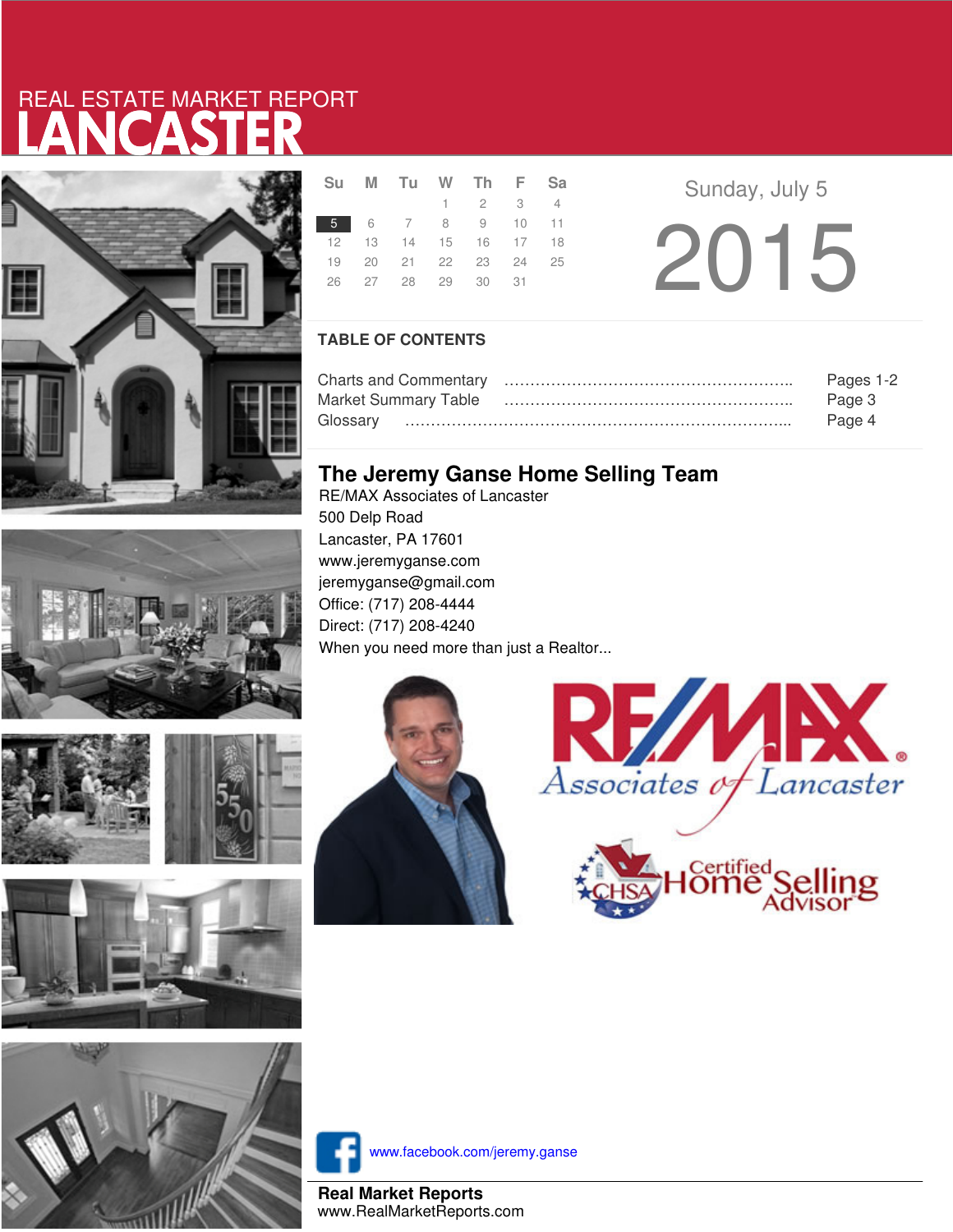REAL ESTATE MARKET REPORT

# LANCASTER

| Su | M | Tu | W | Th | F | Sa |
|---|---|---|---|---|---|---|
| | | | 1 | 2 | 3 | 4 |
| 5 | 6 | 7 | 8 | 9 | 10 | 11 |
| 12 | 13 | 14 | 15 | 16 | 17 | 18 |
| 19 | 20 | 21 | 22 | 23 | 24 | 25 |
| 26 | 27 | 28 | 29 | 30 | 31 | |

Sunday, July 5

2015

## TABLE OF CONTENTS

| | |
|---|---|
| Charts and Commentary | Pages 1-2 |
| Market Summary Table | Page 3 |
| Glossary | Page 4 |

## The Jeremy Ganse Home Selling Team

RE/MAX Associates of Lancaster
500 Delp Road
Lancaster, PA 17601
www.jeremyganse.com
jeremyganse@gmail.com
Office: (717) 208-4444
Direct: (717) 208-4240
When you need more than just a Realtor...

RE/MAX Associates of Lancaster

CHSA Certified Home Selling Advisor

www.facebook.com/jeremy.ganse

**Real Market Reports**
www.RealMarketReports.com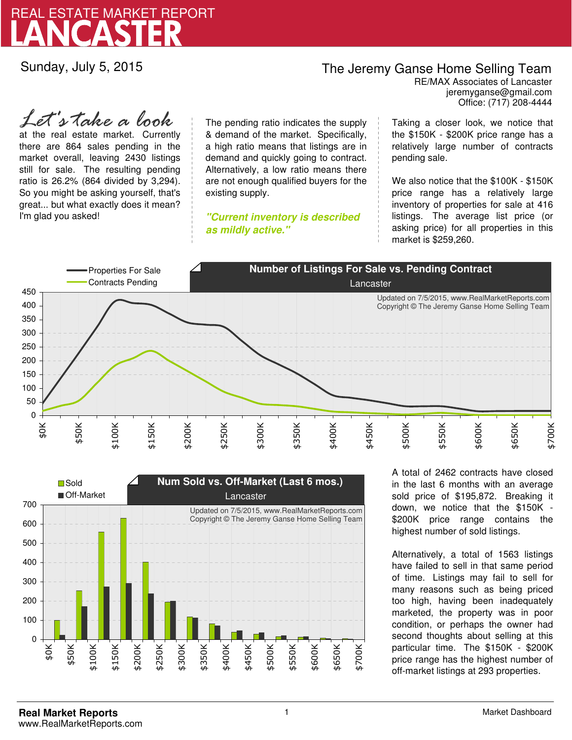# REAL ESTATE MARKET REPORT
# LANCASTER

Sunday, July 5, 2015

**The Jeremy Ganse Home Selling Team**
RE/MAX Associates of Lancaster
jeremyganse@gmail.com
Office: (717) 208-4444

*Let's take a look* at the real estate market. Currently there are 864 sales pending in the market overall, leaving 2430 listings still for sale. The resulting pending ratio is 26.2% (864 divided by 3,294). So you might be asking yourself, that's great... but what exactly does it mean? I'm glad you asked!

The pending ratio indicates the supply & demand of the market. Specifically, a high ratio means that listings are in demand and quickly going to contract. Alternatively, a low ratio means there are not enough qualified buyers for the existing supply.

***"Current inventory is described as mildly active."***

Taking a closer look, we notice that the $150K - $200K price range has a relatively large number of contracts pending sale.

We also notice that the $100K - $150K price range has a relatively large inventory of properties for sale at 416 listings. The average list price (or asking price) for all properties in this market is $259,260.

**Number of Listings For Sale vs. Pending Contract**
Lancaster

Properties For Sale
Contracts Pending

Updated on 7/5/2015, www.RealMarketReports.com
Copyright © The Jeremy Ganse Home Selling Team

**Num Sold vs. Off-Market (Last 6 mos.)**
Lancaster

Sold
Off-Market

Updated on 7/5/2015, www.RealMarketReports.com
Copyright © The Jeremy Ganse Home Selling Team

A total of 2462 contracts have closed in the last 6 months with an average sold price of $195,872. Breaking it down, we notice that the $150K - $200K price range contains the highest number of sold listings.

Alternatively, a total of 1563 listings have failed to sell in that same period of time. Listings may fail to sell for many reasons such as being priced too high, having been inadequately marketed, the property was in poor condition, or perhaps the owner had second thoughts about selling at this particular time. The $150K - $200K price range has the highest number of off-market listings at 293 properties.

**Real Market Reports**
www.RealMarketReports.com

Market Dashboard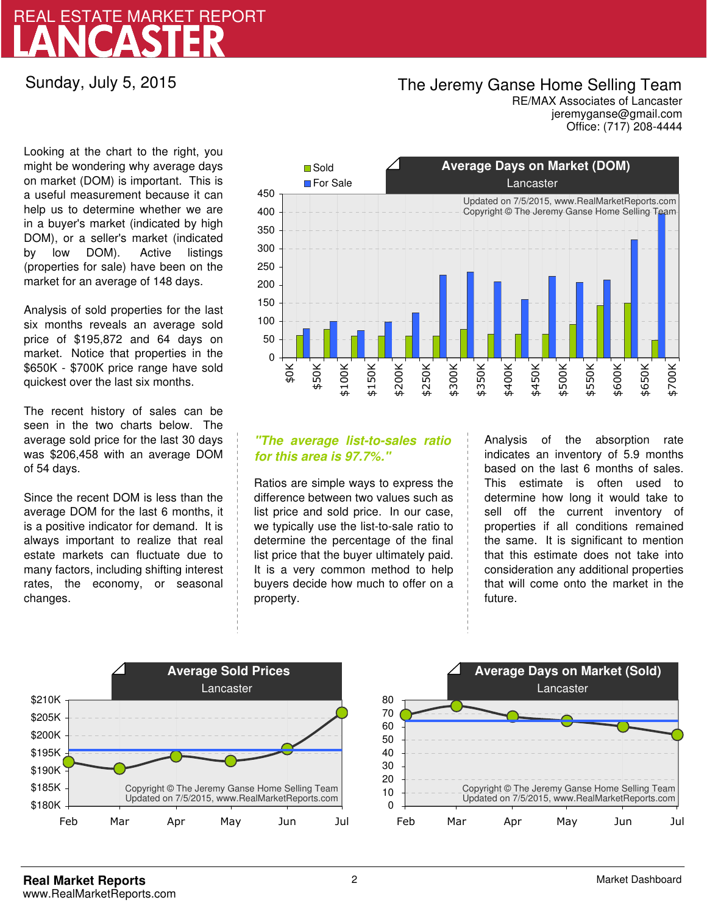# REAL ESTATE MARKET REPORT
# LANCASTER

Sunday, July 5, 2015

**The Jeremy Ganse Home Selling Team**
RE/MAX Associates of Lancaster
jeremyganse@gmail.com
Office: (717) 208-4444

Looking at the chart to the right, you might be wondering why average days on market (DOM) is important. This is a useful measurement because it can help us to determine whether we are in a buyer's market (indicated by high DOM), or a seller's market (indicated by low DOM). Active listings (properties for sale) have been on the market for an average of 148 days.

Analysis of sold properties for the last six months reveals an average sold price of $195,872 and 64 days on market. Notice that properties in the $650K - $700K price range have sold quickest over the last six months.

The recent history of sales can be seen in the two charts below. The average sold price for the last 30 days was $206,458 with an average DOM of 54 days.

Since the recent DOM is less than the average DOM for the last 6 months, it is a positive indicator for demand. It is always important to realize that real estate markets can fluctuate due to many factors, including shifting interest rates, the economy, or seasonal changes.

***"The average list-to-sales ratio for this area is 97.7%."***

Ratios are simple ways to express the difference between two values such as list price and sold price. In our case, we typically use the list-to-sale ratio to determine the percentage of the final list price that the buyer ultimately paid. It is a very common method to help buyers decide how much to offer on a property.

Analysis of the absorption rate indicates an inventory of 5.9 months based on the last 6 months of sales. This estimate is often used to determine how long it would take to sell off the current inventory of properties if all conditions remained the same. It is significant to mention that this estimate does not take into consideration any additional properties that will come onto the market in the future.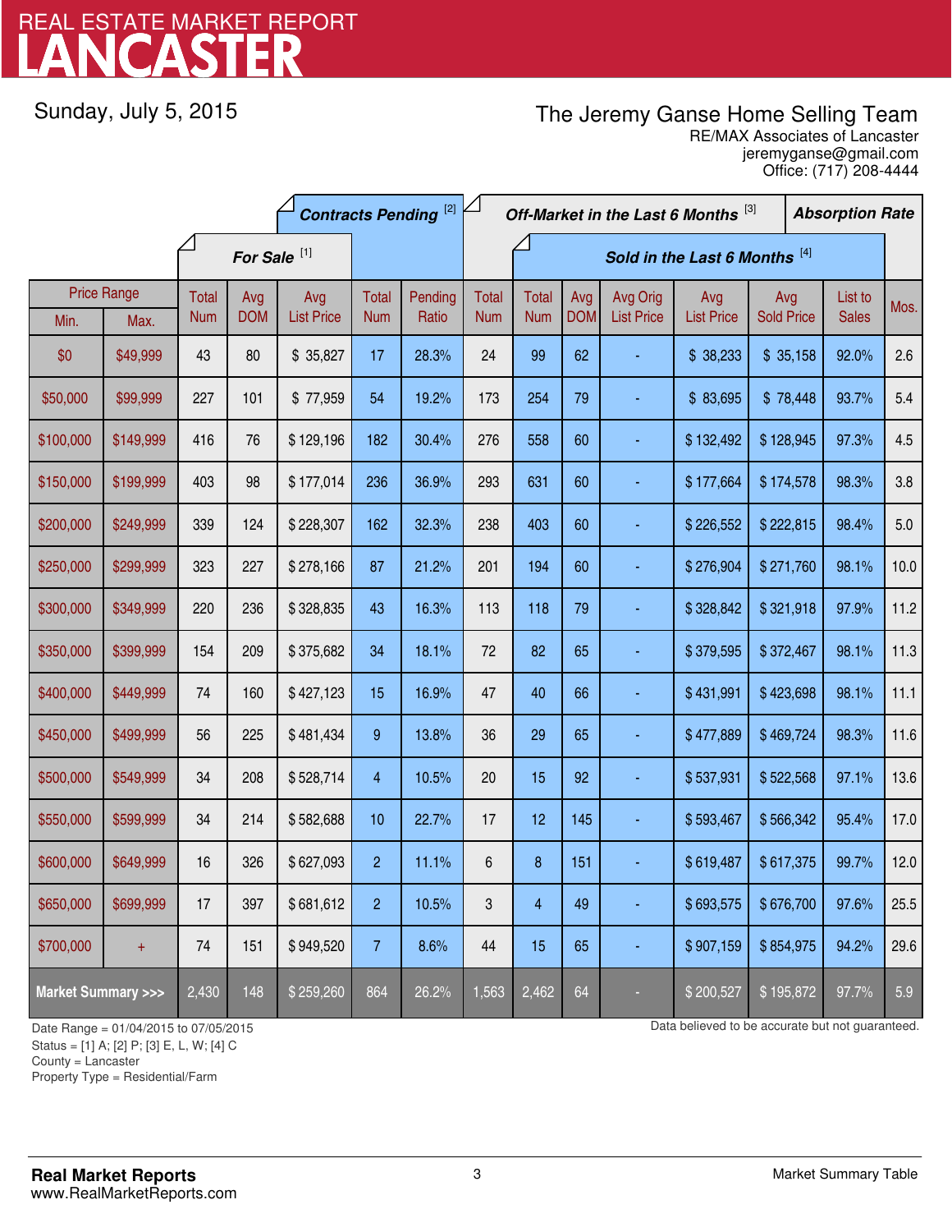# REAL ESTATE MARKET REPORT
# LANCASTER

Sunday, July 5, 2015

The Jeremy Ganse Home Selling Team
RE/MAX Associates of Lancaster
jeremyganse@gmail.com
Office: (717) 208-4444

| Price Range | | For Sale [1] | | | Contracts Pending [2] | | Off-Market in the Last 6 Months [3] | Sold in the Last 6 Months [4] | | | | | | Absorption Rate |
|---|---|---|---|---|---|---|---|---|---|---|---|---|---|---|
| Min. | Max. | Total Num | Avg DOM | Avg List Price | Total Num | Pending Ratio | Total Num | Total Num | Avg DOM | Avg Orig List Price | Avg List Price | Avg Sold Price | List to Sales | Mos. |
| $0 | $49,999 | 43 | 80 | $ 35,827 | 17 | 28.3% | 24 | 99 | 62 | - | $ 38,233 | $ 35,158 | 92.0% | 2.6 |
| $50,000 | $99,999 | 227 | 101 | $ 77,959 | 54 | 19.2% | 173 | 254 | 79 | - | $ 83,695 | $ 78,448 | 93.7% | 5.4 |
| $100,000 | $149,999 | 416 | 76 | $ 129,196 | 182 | 30.4% | 276 | 558 | 60 | - | $ 132,492 | $ 128,945 | 97.3% | 4.5 |
| $150,000 | $199,999 | 403 | 98 | $ 177,014 | 236 | 36.9% | 293 | 631 | 60 | - | $ 177,664 | $ 174,578 | 98.3% | 3.8 |
| $200,000 | $249,999 | 339 | 124 | $ 228,307 | 162 | 32.3% | 238 | 403 | 60 | - | $ 226,552 | $ 222,815 | 98.4% | 5.0 |
| $250,000 | $299,999 | 323 | 227 | $ 278,166 | 87 | 21.2% | 201 | 194 | 60 | - | $ 276,904 | $ 271,760 | 98.1% | 10.0 |
| $300,000 | $349,999 | 220 | 236 | $ 328,835 | 43 | 16.3% | 113 | 118 | 79 | - | $ 328,842 | $ 321,918 | 97.9% | 11.2 |
| $350,000 | $399,999 | 154 | 209 | $ 375,682 | 34 | 18.1% | 72 | 82 | 65 | - | $ 379,595 | $ 372,467 | 98.1% | 11.3 |
| $400,000 | $449,999 | 74 | 160 | $ 427,123 | 15 | 16.9% | 47 | 40 | 66 | - | $ 431,991 | $ 423,698 | 98.1% | 11.1 |
| $450,000 | $499,999 | 56 | 225 | $ 481,434 | 9 | 13.8% | 36 | 29 | 65 | - | $ 477,889 | $ 469,724 | 98.3% | 11.6 |
| $500,000 | $549,999 | 34 | 208 | $ 528,714 | 4 | 10.5% | 20 | 15 | 92 | - | $ 537,931 | $ 522,568 | 97.1% | 13.6 |
| $550,000 | $599,999 | 34 | 214 | $ 582,688 | 10 | 22.7% | 17 | 12 | 145 | - | $ 593,467 | $ 566,342 | 95.4% | 17.0 |
| $600,000 | $649,999 | 16 | 326 | $ 627,093 | 2 | 11.1% | 6 | 8 | 151 | - | $ 619,487 | $ 617,375 | 99.7% | 12.0 |
| $650,000 | $699,999 | 17 | 397 | $ 681,612 | 2 | 10.5% | 3 | 4 | 49 | - | $ 693,575 | $ 676,700 | 97.6% | 25.5 |
| $700,000 | + | 74 | 151 | $ 949,520 | 7 | 8.6% | 44 | 15 | 65 | - | $ 907,159 | $ 854,975 | 94.2% | 29.6 |
| **Market Summary >>>** | | 2,430 | 148 | $ 259,260 | 864 | 26.2% | 1,563 | 2,462 | 64 | - | $ 200,527 | $ 195,872 | 97.7% | 5.9 |

Date Range = 01/04/2015 to 07/05/2015
Status = [1] A; [2] P; [3] E, L, W; [4] C
County = Lancaster
Property Type = Residential/Farm

Data believed to be accurate but not guaranteed.

**Real Market Reports**
www.RealMarketReports.com

Market Summary Table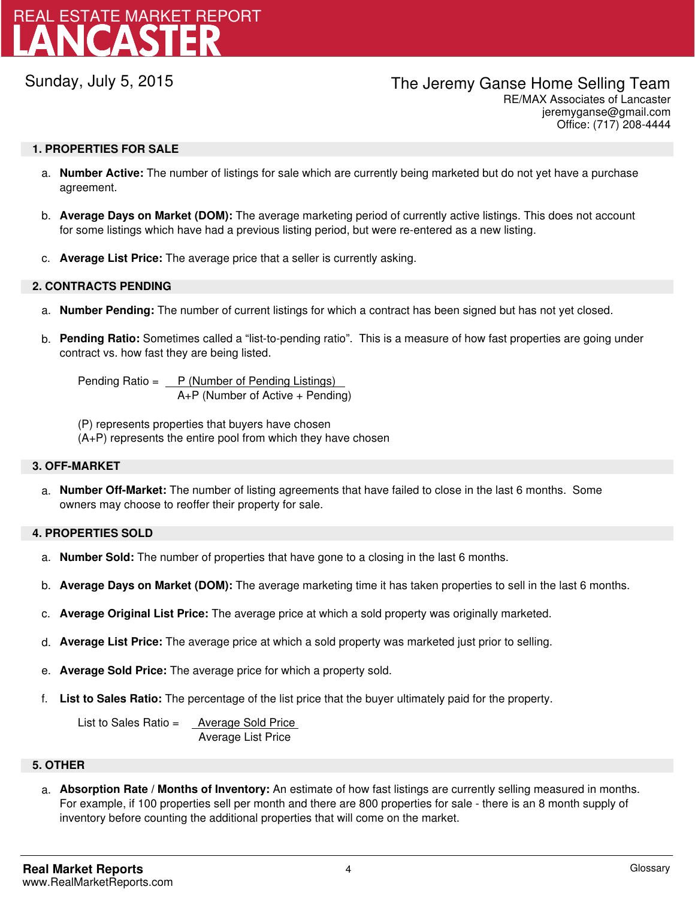# LANCASTER REAL ESTATE MARKET REPORT

Sunday, July 5, 2015

**The Jeremy Ganse Home Selling Team**
RE/MAX Associates of Lancaster
jeremyganse@gmail.com
Office: (717) 208-4444

## 1. PROPERTIES FOR SALE

a. **Number Active:** The number of listings for sale which are currently being marketed but do not yet have a purchase agreement.

b. **Average Days on Market (DOM):** The average marketing period of currently active listings. This does not account for some listings which have had a previous listing period, but were re-entered as a new listing.

c. **Average List Price:** The average price that a seller is currently asking.

## 2. CONTRACTS PENDING

a. **Number Pending:** The number of current listings for which a contract has been signed but has not yet closed.

b. **Pending Ratio:** Sometimes called a "list-to-pending ratio". This is a measure of how fast properties are going under contract vs. how fast they are being listed.

$$\text{Pending Ratio} = \frac{\text{P (Number of Pending Listings)}}{\text{A+P (Number of Active + Pending)}}$$

(P) represents properties that buyers have chosen
(A+P) represents the entire pool from which they have chosen

## 3. OFF-MARKET

a. **Number Off-Market:** The number of listing agreements that have failed to close in the last 6 months. Some owners may choose to reoffer their property for sale.

## 4. PROPERTIES SOLD

a. **Number Sold:** The number of properties that have gone to a closing in the last 6 months.

b. **Average Days on Market (DOM):** The average marketing time it has taken properties to sell in the last 6 months.

c. **Average Original List Price:** The average price at which a sold property was originally marketed.

d. **Average List Price:** The average price at which a sold property was marketed just prior to selling.

e. **Average Sold Price:** The average price for which a property sold.

f. **List to Sales Ratio:** The percentage of the list price that the buyer ultimately paid for the property.

$$\text{List to Sales Ratio} = \frac{\text{Average Sold Price}}{\text{Average List Price}}$$

## 5. OTHER

a. **Absorption Rate / Months of Inventory:** An estimate of how fast listings are currently selling measured in months. For example, if 100 properties sell per month and there are 800 properties for sale - there is an 8 month supply of inventory before counting the additional properties that will come on the market.